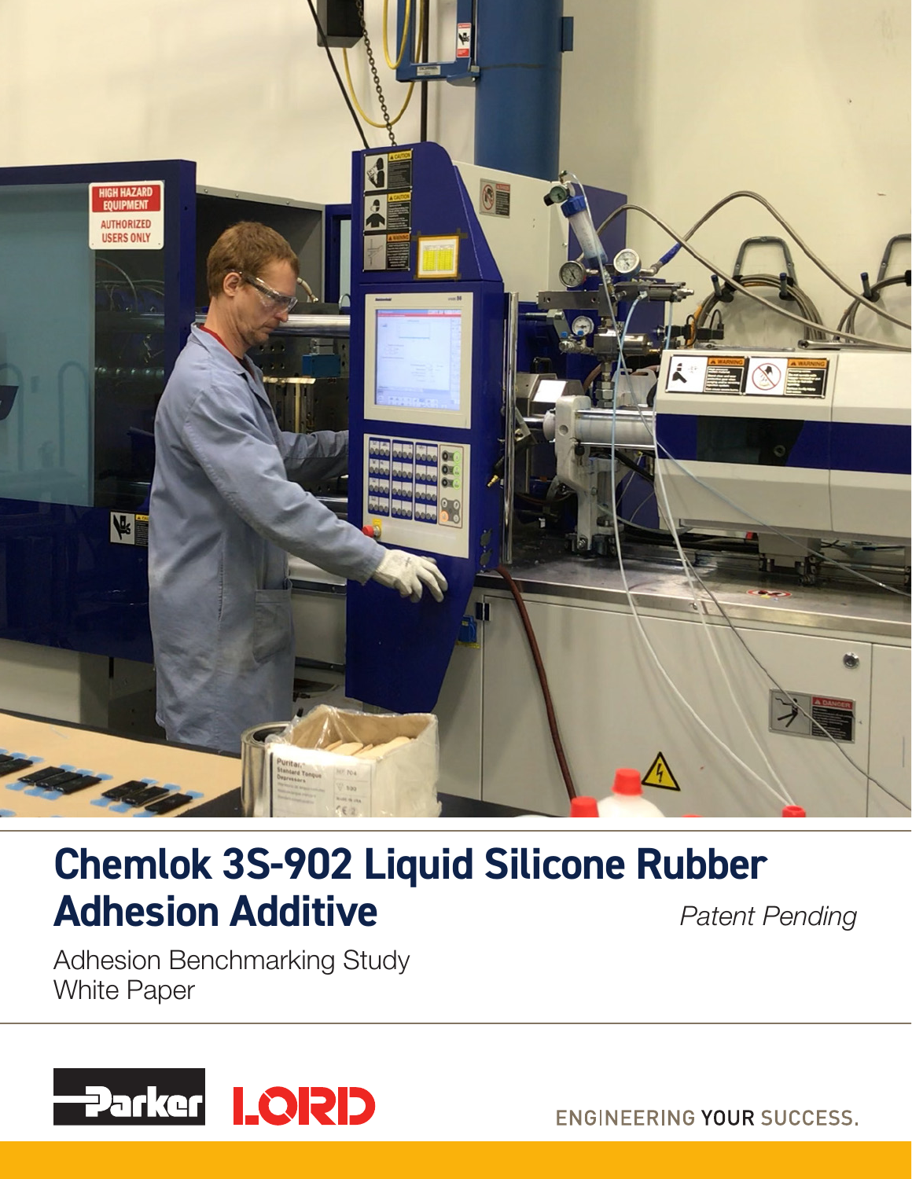# Chemlok 3S-902 Liquid Silicone Rubber Adhesion Additive

*Patent Pending*

Adhesion Benchmarking Study
White Paper

Parker LORD

ENGINEERING YOUR SUCCESS.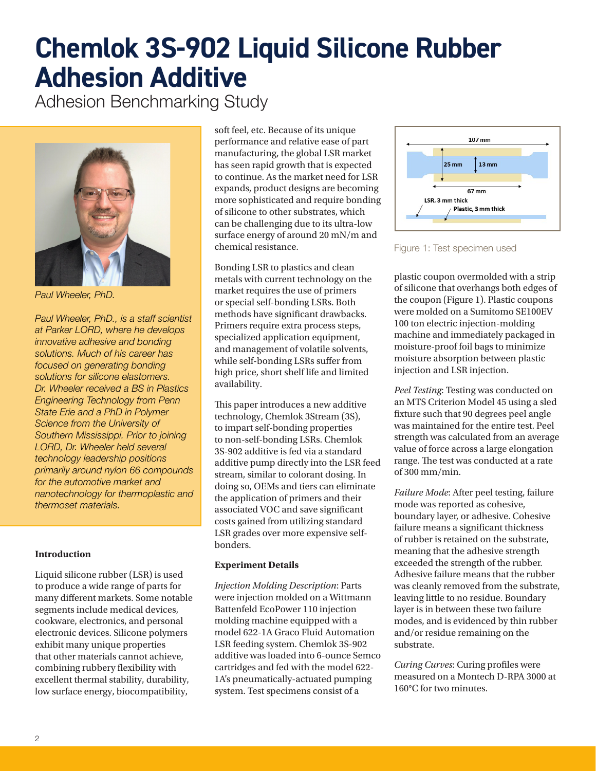# Chemlok 3S-902 Liquid Silicone Rubber Adhesion Additive

Adhesion Benchmarking Study

*Paul Wheeler, PhD.*

*Paul Wheeler, PhD., is a staff scientist at Parker LORD, where he develops innovative adhesive and bonding solutions. Much of his career has focused on generating bonding solutions for silicone elastomers. Dr. Wheeler received a BS in Plastics Engineering Technology from Penn State Erie and a PhD in Polymer Science from the University of Southern Mississippi. Prior to joining LORD, Dr. Wheeler held several technology leadership positions primarily around nylon 66 compounds for the automotive market and nanotechnology for thermoplastic and thermoset materials.*

**Introduction**

Liquid silicone rubber (LSR) is used to produce a wide range of parts for many different markets. Some notable segments include medical devices, cookware, electronics, and personal electronic devices. Silicone polymers exhibit many unique properties that other materials cannot achieve, combining rubbery flexibility with excellent thermal stability, durability, low surface energy, biocompatibility, soft feel, etc. Because of its unique performance and relative ease of part manufacturing, the global LSR market has seen rapid growth that is expected to continue. As the market need for LSR expands, product designs are becoming more sophisticated and require bonding of silicone to other substrates, which can be challenging due to its ultra-low surface energy of around 20 mN/m and chemical resistance.

Bonding LSR to plastics and clean metals with current technology on the market requires the use of primers or special self-bonding LSRs. Both methods have significant drawbacks. Primers require extra process steps, specialized application equipment, and management of volatile solvents, while self-bonding LSRs suffer from high price, short shelf life and limited availability.

This paper introduces a new additive technology, Chemlok 3Stream (3S), to impart self-bonding properties to non-self-bonding LSRs. Chemlok 3S-902 additive is fed via a standard additive pump directly into the LSR feed stream, similar to colorant dosing. In doing so, OEMs and tiers can eliminate the application of primers and their associated VOC and save significant costs gained from utilizing standard LSR grades over more expensive self-bonders.

**Experiment Details**

*Injection Molding Description*: Parts were injection molded on a Wittmann Battenfeld EcoPower 110 injection molding machine equipped with a model 622-1A Graco Fluid Automation LSR feeding system. Chemlok 3S-902 additive was loaded into 6-ounce Semco cartridges and fed with the model 622-1A's pneumatically-actuated pumping system. Test specimens consist of a plastic coupon overmolded with a strip of silicone that overhangs both edges of the coupon (Figure 1). Plastic coupons were molded on a Sumitomo SE100EV 100 ton electric injection-molding machine and immediately packaged in moisture-proof foil bags to minimize moisture absorption between plastic injection and LSR injection.

107 mm
25 mm
13 mm
67 mm
LSR, 3 mm thick
Plastic, 3 mm thick

Figure 1: Test specimen used

*Peel Testing*: Testing was conducted on an MTS Criterion Model 45 using a sled fixture such that 90 degrees peel angle was maintained for the entire test. Peel strength was calculated from an average value of force across a large elongation range. The test was conducted at a rate of 300 mm/min.

*Failure Mode*: After peel testing, failure mode was reported as cohesive, boundary layer, or adhesive. Cohesive failure means a significant thickness of rubber is retained on the substrate, meaning that the adhesive strength exceeded the strength of the rubber. Adhesive failure means that the rubber was cleanly removed from the substrate, leaving little to no residue. Boundary layer is in between these two failure modes, and is evidenced by thin rubber and/or residue remaining on the substrate.

*Curing Curves*: Curing profiles were measured on a Montech D-RPA 3000 at 160°C for two minutes.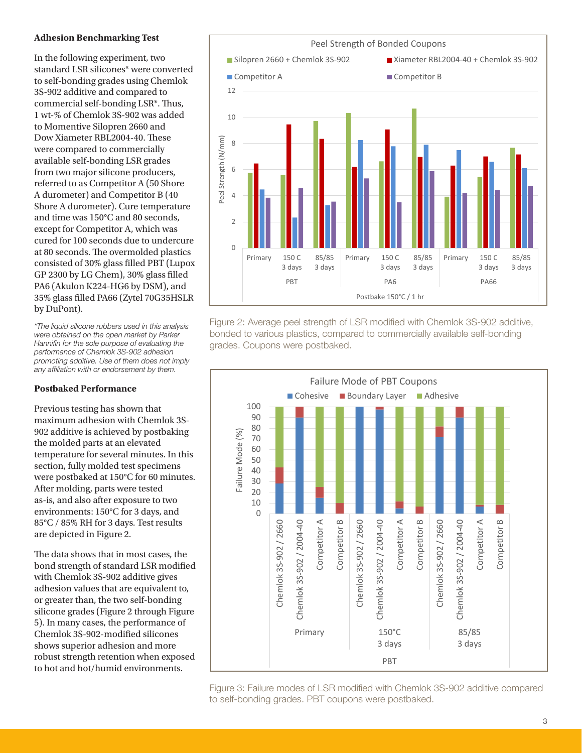### Adhesion Benchmarking Test

In the following experiment, two standard LSR silicones* were converted to self-bonding grades using Chemlok 3S-902 additive and compared to commercial self-bonding LSR*. Thus, 1 wt-% of Chemlok 3S-902 was added to Momentive Silopren 2660 and Dow Xiameter RBL2004-40. These were compared to commercially available self-bonding LSR grades from two major silicone producers, referred to as Competitor A (50 Shore A durometer) and Competitor B (40 Shore A durometer). Cure temperature and time was 150°C and 80 seconds, except for Competitor A, which was cured for 100 seconds due to undercure at 80 seconds. The overmolded plastics consisted of 30% glass filled PBT (Lupox GP 2300 by LG Chem), 30% glass filled PA6 (Akulon K224-HG6 by DSM), and 35% glass filled PA66 (Zytel 70G35HSLR by DuPont).

*\*The liquid silicone rubbers used in this analysis were obtained on the open market by Parker Hannifin for the sole purpose of evaluating the performance of Chemlok 3S-902 adhesion promoting additive. Use of them does not imply any affiliation with or endorsement by them.*

### Postbaked Performance

Previous testing has shown that maximum adhesion with Chemlok 3S-902 additive is achieved by postbaking the molded parts at an elevated temperature for several minutes. In this section, fully molded test specimens were postbaked at 150°C for 60 minutes. After molding, parts were tested as-is, and also after exposure to two environments: 150°C for 3 days, and 85°C / 85% RH for 3 days. Test results are depicted in Figure 2.

The data shows that in most cases, the bond strength of standard LSR modified with Chemlok 3S-902 additive gives adhesion values that are equivalent to, or greater than, the two self-bonding silicone grades (Figure 2 through Figure 5). In many cases, the performance of Chemlok 3S-902-modified silicones shows superior adhesion and more robust strength retention when exposed to hot and hot/humid environments.

Figure 2: Average peel strength of LSR modified with Chemlok 3S-902 additive, bonded to various plastics, compared to commercially available self-bonding grades. Coupons were postbaked.

Figure 3: Failure modes of LSR modified with Chemlok 3S-902 additive compared to self-bonding grades. PBT coupons were postbaked.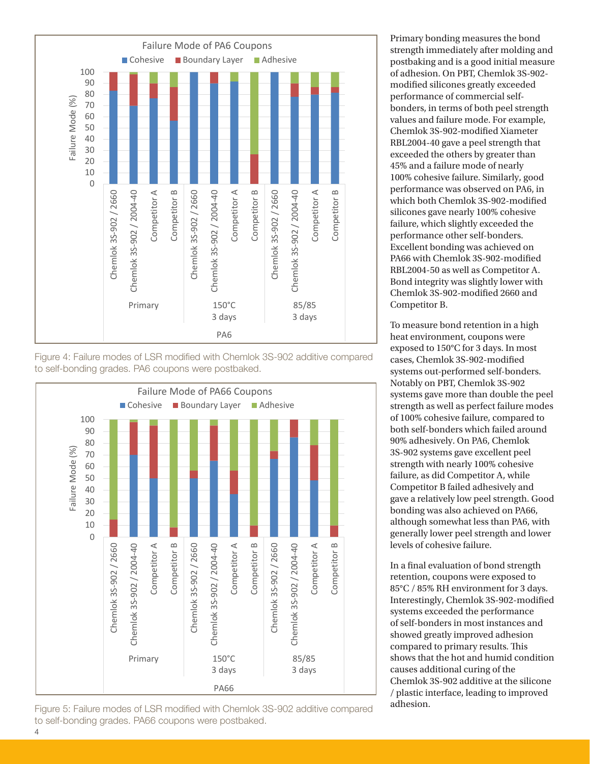Figure 4: Failure modes of LSR modified with Chemlok 3S-902 additive compared to self-bonding grades. PA6 coupons were postbaked.

Figure 5: Failure modes of LSR modified with Chemlok 3S-902 additive compared to self-bonding grades. PA66 coupons were postbaked.

Primary bonding measures the bond strength immediately after molding and postbaking and is a good initial measure of adhesion. On PBT, Chemlok 3S-902-modified silicones greatly exceeded performance of commercial self-bonders, in terms of both peel strength values and failure mode. For example, Chemlok 3S-902-modified Xiameter RBL2004-40 gave a peel strength that exceeded the others by greater than 45% and a failure mode of nearly 100% cohesive failure. Similarly, good performance was observed on PA6, in which both Chemlok 3S-902-modified silicones gave nearly 100% cohesive failure, which slightly exceeded the performance other self-bonders. Excellent bonding was achieved on PA66 with Chemlok 3S-902-modified RBL2004-50 as well as Competitor A. Bond integrity was slightly lower with Chemlok 3S-902-modified 2660 and Competitor B.

To measure bond retention in a high heat environment, coupons were exposed to 150°C for 3 days. In most cases, Chemlok 3S-902-modified systems out-performed self-bonders. Notably on PBT, Chemlok 3S-902 systems gave more than double the peel strength as well as perfect failure modes of 100% cohesive failure, compared to both self-bonders which failed around 90% adhesively. On PA6, Chemlok 3S-902 systems gave excellent peel strength with nearly 100% cohesive failure, as did Competitor A, while Competitor B failed adhesively and gave a relatively low peel strength. Good bonding was also achieved on PA66, although somewhat less than PA6, with generally lower peel strength and lower levels of cohesive failure.

In a final evaluation of bond strength retention, coupons were exposed to 85°C / 85% RH environment for 3 days. Interestingly, Chemlok 3S-902-modified systems exceeded the performance of self-bonders in most instances and showed greatly improved adhesion compared to primary results. This shows that the hot and humid condition causes additional curing of the Chemlok 3S-902 additive at the silicone / plastic interface, leading to improved adhesion.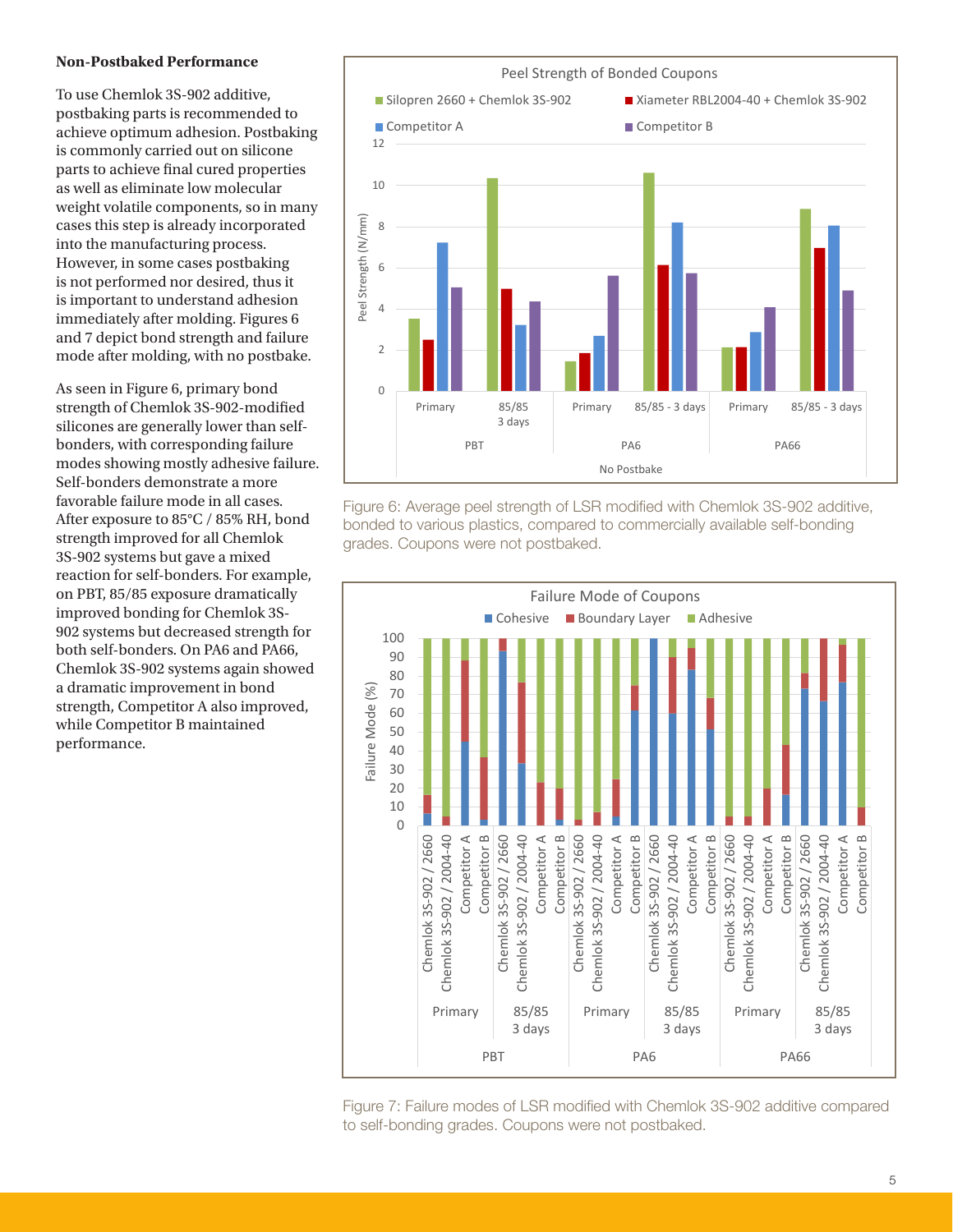### Non-Postbaked Performance

To use Chemlok 3S-902 additive, postbaking parts is recommended to achieve optimum adhesion. Postbaking is commonly carried out on silicone parts to achieve final cured properties as well as eliminate low molecular weight volatile components, so in many cases this step is already incorporated into the manufacturing process. However, in some cases postbaking is not performed nor desired, thus it is important to understand adhesion immediately after molding. Figures 6 and 7 depict bond strength and failure mode after molding, with no postbake.

As seen in Figure 6, primary bond strength of Chemlok 3S-902-modified silicones are generally lower than self-bonders, with corresponding failure modes showing mostly adhesive failure. Self-bonders demonstrate a more favorable failure mode in all cases. After exposure to 85°C / 85% RH, bond strength improved for all Chemlok 3S-902 systems but gave a mixed reaction for self-bonders. For example, on PBT, 85/85 exposure dramatically improved bonding for Chemlok 3S-902 systems but decreased strength for both self-bonders. On PA6 and PA66, Chemlok 3S-902 systems again showed a dramatic improvement in bond strength, Competitor A also improved, while Competitor B maintained performance.

Figure 6: Average peel strength of LSR modified with Chemlok 3S-902 additive, bonded to various plastics, compared to commercially available self-bonding grades. Coupons were not postbaked.

Figure 7: Failure modes of LSR modified with Chemlok 3S-902 additive compared to self-bonding grades. Coupons were not postbaked.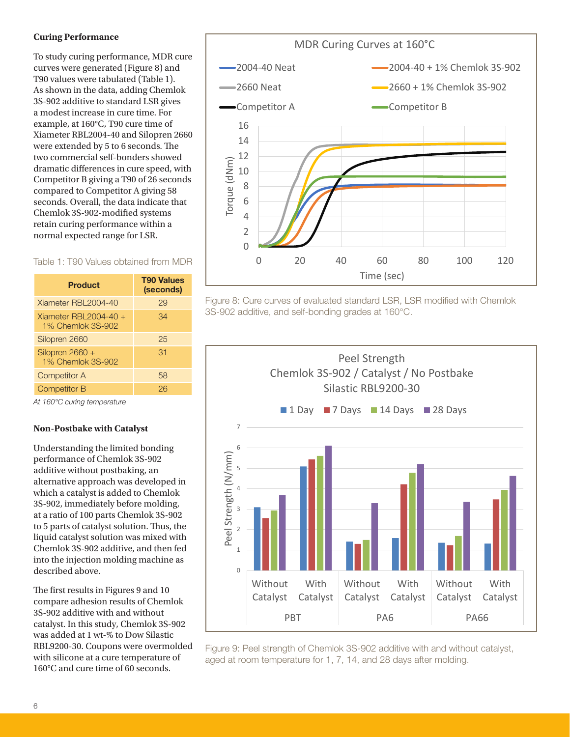### Curing Performance

To study curing performance, MDR cure curves were generated (Figure 8) and T90 values were tabulated (Table 1). As shown in the data, adding Chemlok 3S-902 additive to standard LSR gives a modest increase in cure time. For example, at 160°C, T90 cure time of Xiameter RBL2004-40 and Silopren 2660 were extended by 5 to 6 seconds. The two commercial self-bonders showed dramatic differences in cure speed, with Competitor B giving a T90 of 26 seconds compared to Competitor A giving 58 seconds. Overall, the data indicate that Chemlok 3S-902-modified systems retain curing performance within a normal expected range for LSR.

Table 1: T90 Values obtained from MDR

| Product | T90 Values (seconds) |
|---|---|
| Xiameter RBL2004-40 | 29 |
| Xiameter RBL2004-40 + 1% Chemlok 3S-902 | 34 |
| Silopren 2660 | 25 |
| Silopren 2660 + 1% Chemlok 3S-902 | 31 |
| Competitor A | 58 |
| Competitor B | 26 |

*At 160°C curing temperature*

Figure 8: Cure curves of evaluated standard LSR, LSR modified with Chemlok 3S-902 additive, and self-bonding grades at 160°C.

### Non-Postbake with Catalyst

Understanding the limited bonding performance of Chemlok 3S-902 additive without postbaking, an alternative approach was developed in which a catalyst is added to Chemlok 3S-902, immediately before molding, at a ratio of 100 parts Chemlok 3S-902 to 5 parts of catalyst solution. Thus, the liquid catalyst solution was mixed with Chemlok 3S-902 additive, and then fed into the injection molding machine as described above.

The first results in Figures 9 and 10 compare adhesion results of Chemlok 3S-902 additive with and without catalyst. In this study, Chemlok 3S-902 was added at 1 wt-% to Dow Silastic RBL9200-30. Coupons were overmolded with silicone at a cure temperature of 160°C and cure time of 60 seconds.

Figure 9: Peel strength of Chemlok 3S-902 additive with and without catalyst, aged at room temperature for 1, 7, 14, and 28 days after molding.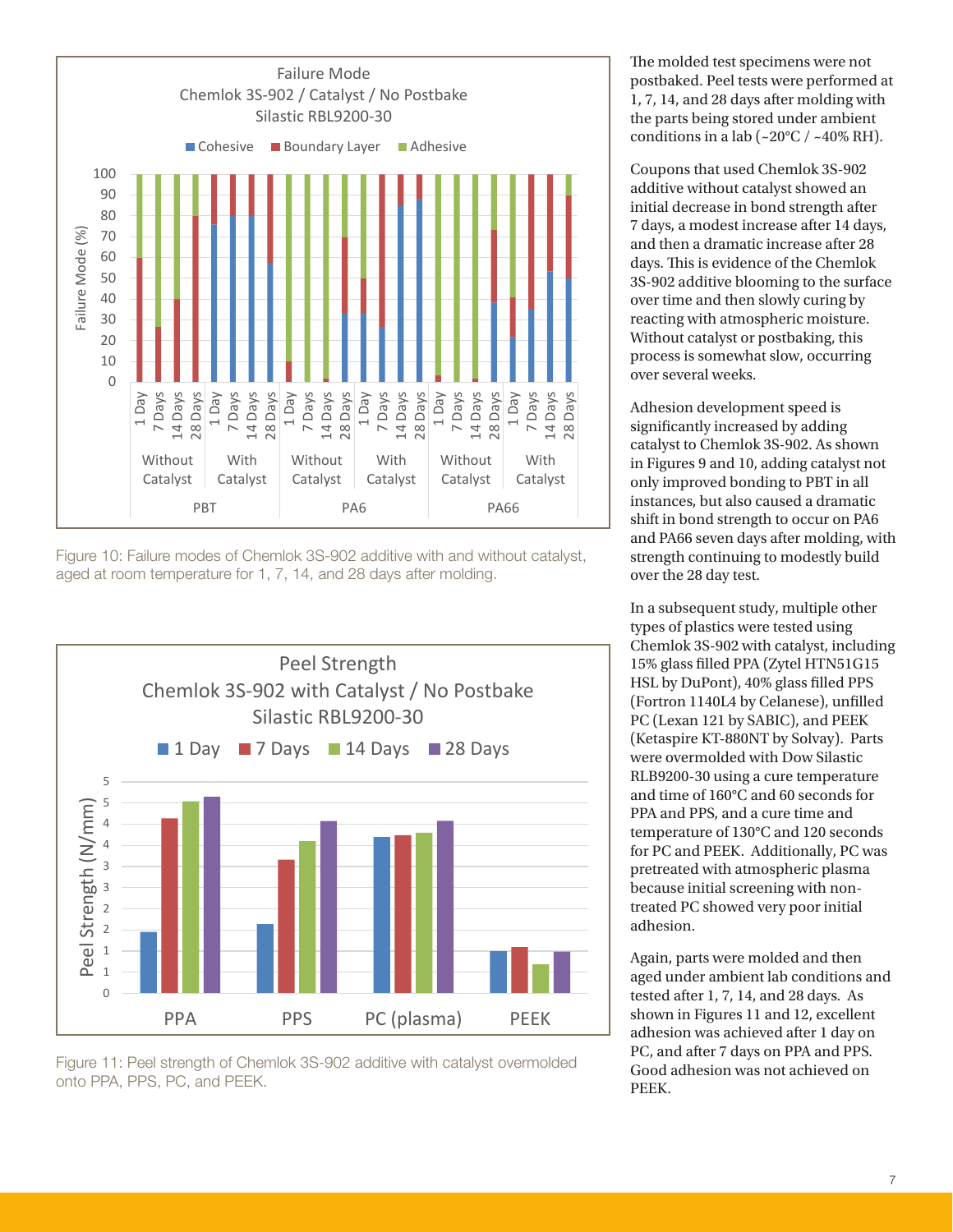Figure 10: Failure modes of Chemlok 3S-902 additive with and without catalyst, aged at room temperature for 1, 7, 14, and 28 days after molding.

Figure 11: Peel strength of Chemlok 3S-902 additive with catalyst overmolded onto PPA, PPS, PC, and PEEK.

The molded test specimens were not postbaked. Peel tests were performed at 1, 7, 14, and 28 days after molding with the parts being stored under ambient conditions in a lab (~20°C / ~40% RH).

Coupons that used Chemlok 3S-902 additive without catalyst showed an initial decrease in bond strength after 7 days, a modest increase after 14 days, and then a dramatic increase after 28 days. This is evidence of the Chemlok 3S-902 additive blooming to the surface over time and then slowly curing by reacting with atmospheric moisture. Without catalyst or postbaking, this process is somewhat slow, occurring over several weeks.

Adhesion development speed is significantly increased by adding catalyst to Chemlok 3S-902. As shown in Figures 9 and 10, adding catalyst not only improved bonding to PBT in all instances, but also caused a dramatic shift in bond strength to occur on PA6 and PA66 seven days after molding, with strength continuing to modestly build over the 28 day test.

In a subsequent study, multiple other types of plastics were tested using Chemlok 3S-902 with catalyst, including 15% glass filled PPA (Zytel HTN51G15 HSL by DuPont), 40% glass filled PPS (Fortron 1140L4 by Celanese), unfilled PC (Lexan 121 by SABIC), and PEEK (Ketaspire KT-880NT by Solvay). Parts were overmolded with Dow Silastic RLB9200-30 using a cure temperature and time of 160°C and 60 seconds for PPA and PPS, and a cure time and temperature of 130°C and 120 seconds for PC and PEEK. Additionally, PC was pretreated with atmospheric plasma because initial screening with non-treated PC showed very poor initial adhesion.

Again, parts were molded and then aged under ambient lab conditions and tested after 1, 7, 14, and 28 days. As shown in Figures 11 and 12, excellent adhesion was achieved after 1 day on PC, and after 7 days on PPA and PPS. Good adhesion was not achieved on PEEK.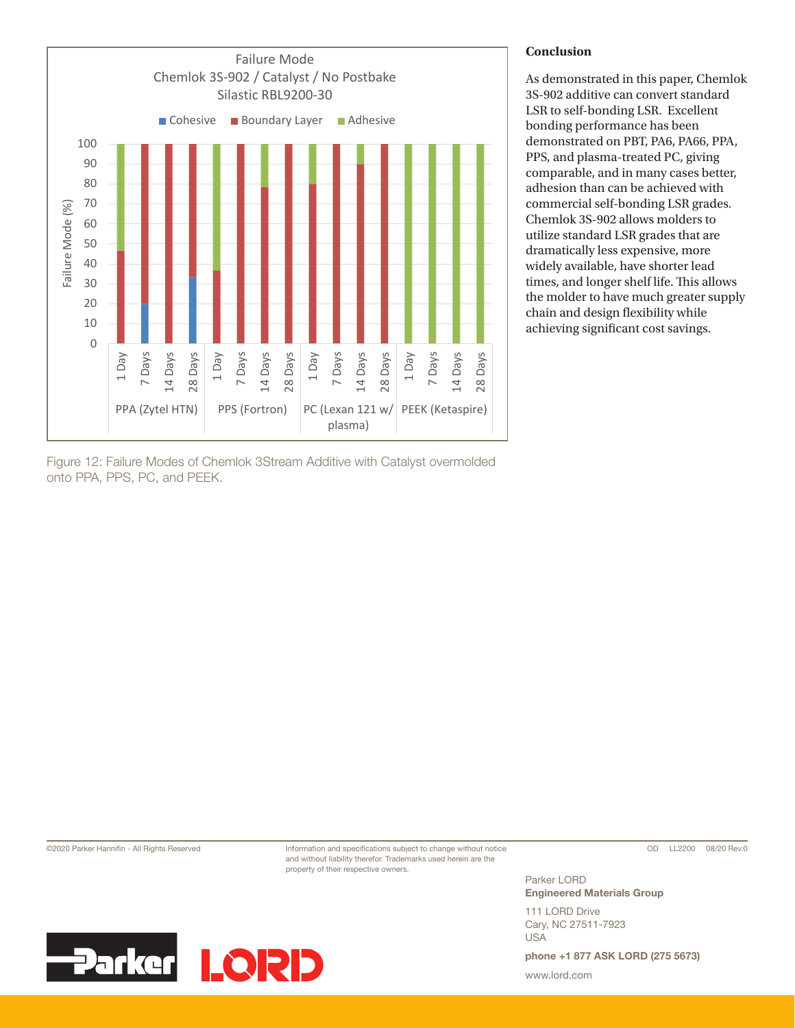Failure Mode
Chemlok 3S-902 / Catalyst / No Postbake
Silastic RBL9200-30

Cohesive
Boundary Layer
Adhesive

Failure Mode (%)

100
90
80
70
60
50
40
30
20
10
0

1 Day
7 Days
14 Days
28 Days
1 Day
7 Days
14 Days
28 Days
1 Day
7 Days
14 Days
28 Days
1 Day
7 Days
14 Days
28 Days

PPA (Zytel HTN)
PPS (Fortron)
PC (Lexan 121 w/ plasma)
PEEK (Ketaspire)

Figure 12: Failure Modes of Chemlok 3Stream Additive with Catalyst overmolded onto PPA, PPS, PC, and PEEK.

## Conclusion

As demonstrated in this paper, Chemlok 3S-902 additive can convert standard LSR to self-bonding LSR. Excellent bonding performance has been demonstrated on PBT, PA6, PA66, PPA, PPS, and plasma-treated PC, giving comparable, and in many cases better, adhesion than can be achieved with commercial self-bonding LSR grades. Chemlok 3S-902 allows molders to utilize standard LSR grades that are dramatically less expensive, more widely available, have shorter lead times, and longer shelf life. This allows the molder to have much greater supply chain and design flexibility while achieving significant cost savings.

©2020 Parker Hannifin - All Rights Reserved

Information and specifications subject to change without notice and without liability therefor. Trademarks used herein are the property of their respective owners.

OD LL2200 08/20 Rev.0

Parker LORD
**Engineered Materials Group**

111 LORD Drive
Cary, NC 27511-7923
USA

**phone +1 877 ASK LORD (275 5673)**

www.lord.com